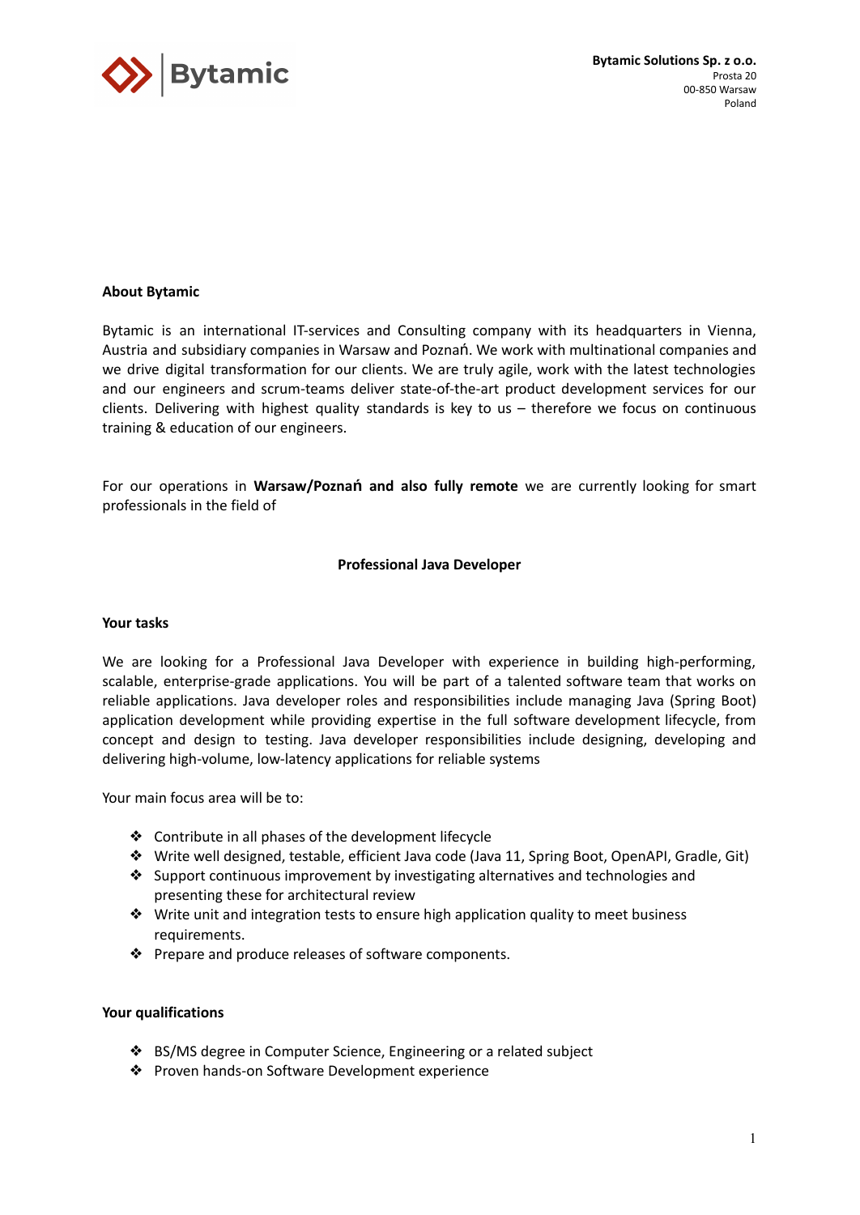**Bytamic Solutions Sp. z o.o.**
Prosta 20
00-850 Warsaw
Poland

## About Bytamic

Bytamic is an international IT-services and Consulting company with its headquarters in Vienna, Austria and subsidiary companies in Warsaw and Poznań. We work with multinational companies and we drive digital transformation for our clients. We are truly agile, work with the latest technologies and our engineers and scrum-teams deliver state-of-the-art product development services for our clients. Delivering with highest quality standards is key to us – therefore we focus on continuous training & education of our engineers.

For our operations in **Warsaw/Poznań and also fully remote** we are currently looking for smart professionals in the field of

# Professional Java Developer

## Your tasks

We are looking for a Professional Java Developer with experience in building high-performing, scalable, enterprise-grade applications. You will be part of a talented software team that works on reliable applications. Java developer roles and responsibilities include managing Java (Spring Boot) application development while providing expertise in the full software development lifecycle, from concept and design to testing. Java developer responsibilities include designing, developing and delivering high-volume, low-latency applications for reliable systems

Your main focus area will be to:

- Contribute in all phases of the development lifecycle
- Write well designed, testable, efficient Java code (Java 11, Spring Boot, OpenAPI, Gradle, Git)
- Support continuous improvement by investigating alternatives and technologies and presenting these for architectural review
- Write unit and integration tests to ensure high application quality to meet business requirements.
- Prepare and produce releases of software components.

## Your qualifications

- BS/MS degree in Computer Science, Engineering or a related subject
- Proven hands-on Software Development experience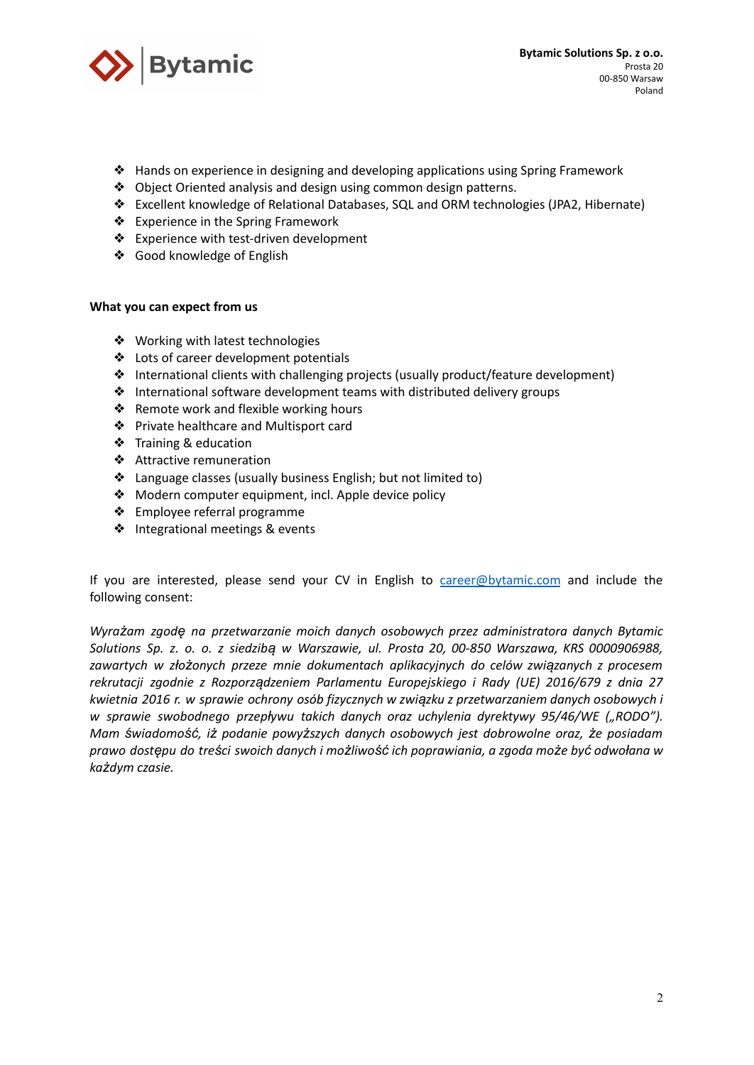- Hands on experience in designing and developing applications using Spring Framework
- Object Oriented analysis and design using common design patterns.
- Excellent knowledge of Relational Databases, SQL and ORM technologies (JPA2, Hibernate)
- Experience in the Spring Framework
- Experience with test-driven development
- Good knowledge of English

**What you can expect from us**

- Working with latest technologies
- Lots of career development potentials
- International clients with challenging projects (usually product/feature development)
- International software development teams with distributed delivery groups
- Remote work and flexible working hours
- Private healthcare and Multisport card
- Training & education
- Attractive remuneration
- Language classes (usually business English; but not limited to)
- Modern computer equipment, incl. Apple device policy
- Employee referral programme
- Integrational meetings & events

If you are interested, please send your CV in English to [career@bytamic.com](mailto:career@bytamic.com) and include the following consent:

*Wyrażam zgodę na przetwarzanie moich danych osobowych przez administratora danych Bytamic Solutions Sp. z. o. o. z siedzibą w Warszawie, ul. Prosta 20, 00-850 Warszawa, KRS 0000906988, zawartych w złożonych przeze mnie dokumentach aplikacyjnych do celów związanych z procesem rekrutacji zgodnie z Rozporządzeniem Parlamentu Europejskiego i Rady (UE) 2016/679 z dnia 27 kwietnia 2016 r. w sprawie ochrony osób fizycznych w związku z przetwarzaniem danych osobowych i w sprawie swobodnego przepływu takich danych oraz uchylenia dyrektywy 95/46/WE („RODO"). Mam świadomość, iż podanie powyższych danych osobowych jest dobrowolne oraz, że posiadam prawo dostępu do treści swoich danych i możliwość ich poprawiania, a zgoda może być odwołana w każdym czasie.*